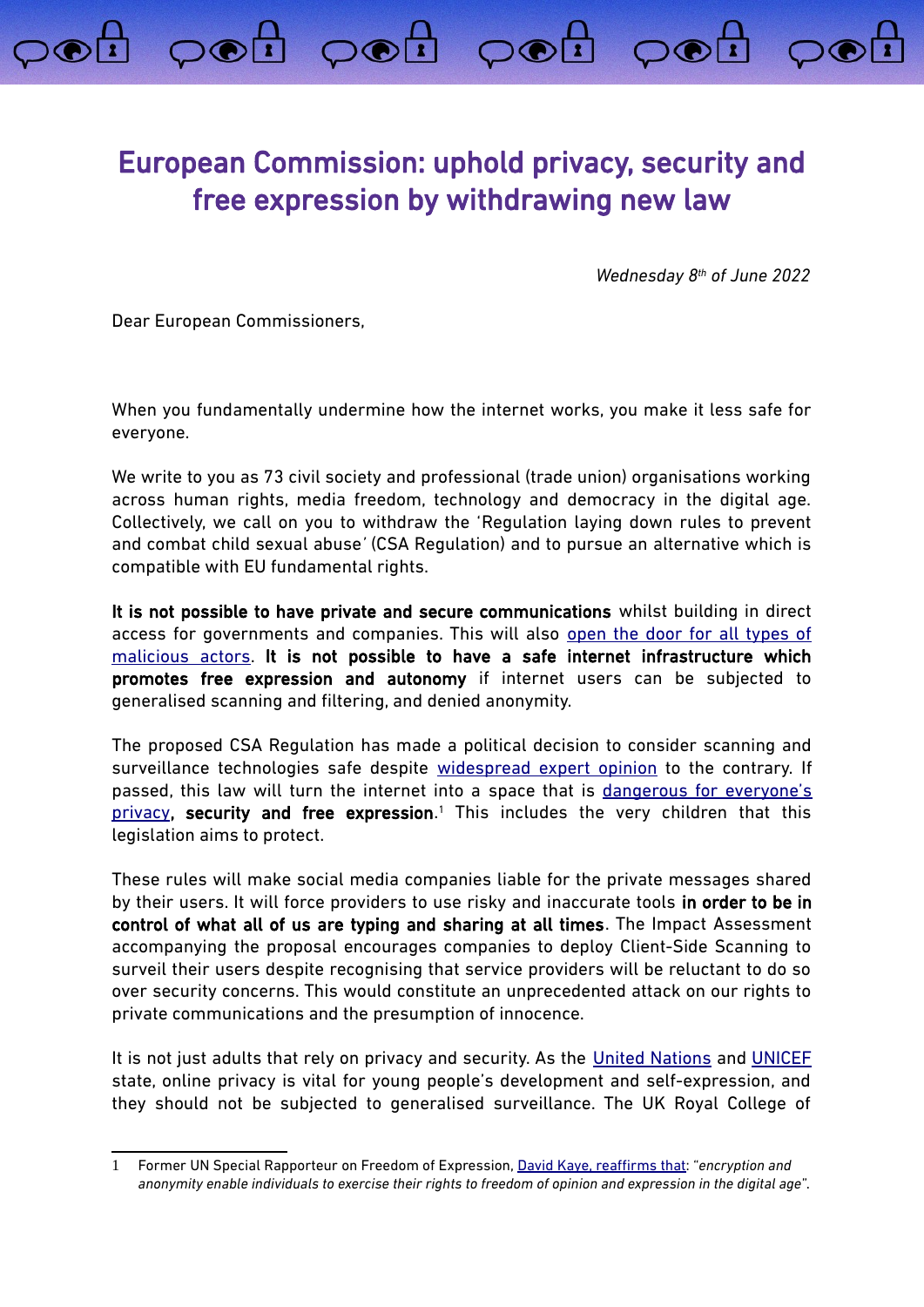# European Commission: uphold privacy, security and free expression by withdrawing new law

*Wednesday 8th of June 2022*

Dear European Commissioners,

When you fundamentally undermine how the internet works, you make it less safe for everyone.

We write to you as 73 civil society and professional (trade union) organisations working across human rights, media freedom, technology and democracy in the digital age. Collectively, we call on you to withdraw the 'Regulation laying down rules to prevent and combat child sexual abuse' (CSA Regulation) and to pursue an alternative which is compatible with EU fundamental rights.

**It is not possible to have private and secure communications** whilst building in direct access for governments and companies. This will also open the door for all types of malicious actors. **It is not possible to have a safe internet infrastructure which promotes free expression and autonomy** if internet users can be subjected to generalised scanning and filtering, and denied anonymity.

The proposed CSA Regulation has made a political decision to consider scanning and surveillance technologies safe despite widespread expert opinion to the contrary. If passed, this law will turn the internet into a space that is dangerous for everyone's privacy**, security and free expression**.[1] This includes the very children that this legislation aims to protect.

These rules will make social media companies liable for the private messages shared by their users. It will force providers to use risky and inaccurate tools **in order to be in control of what all of us are typing and sharing at all times**. The Impact Assessment accompanying the proposal encourages companies to deploy Client-Side Scanning to surveil their users despite recognising that service providers will be reluctant to do so over security concerns. This would constitute an unprecedented attack on our rights to private communications and the presumption of innocence.

It is not just adults that rely on privacy and security. As the United Nations and UNICEF state, online privacy is vital for young people's development and self-expression, and they should not be subjected to generalised surveillance. The UK Royal College of

1 Former UN Special Rapporteur on Freedom of Expression, David Kaye, reaffirms that: "*encryption and anonymity enable individuals to exercise their rights to freedom of opinion and expression in the digital age*".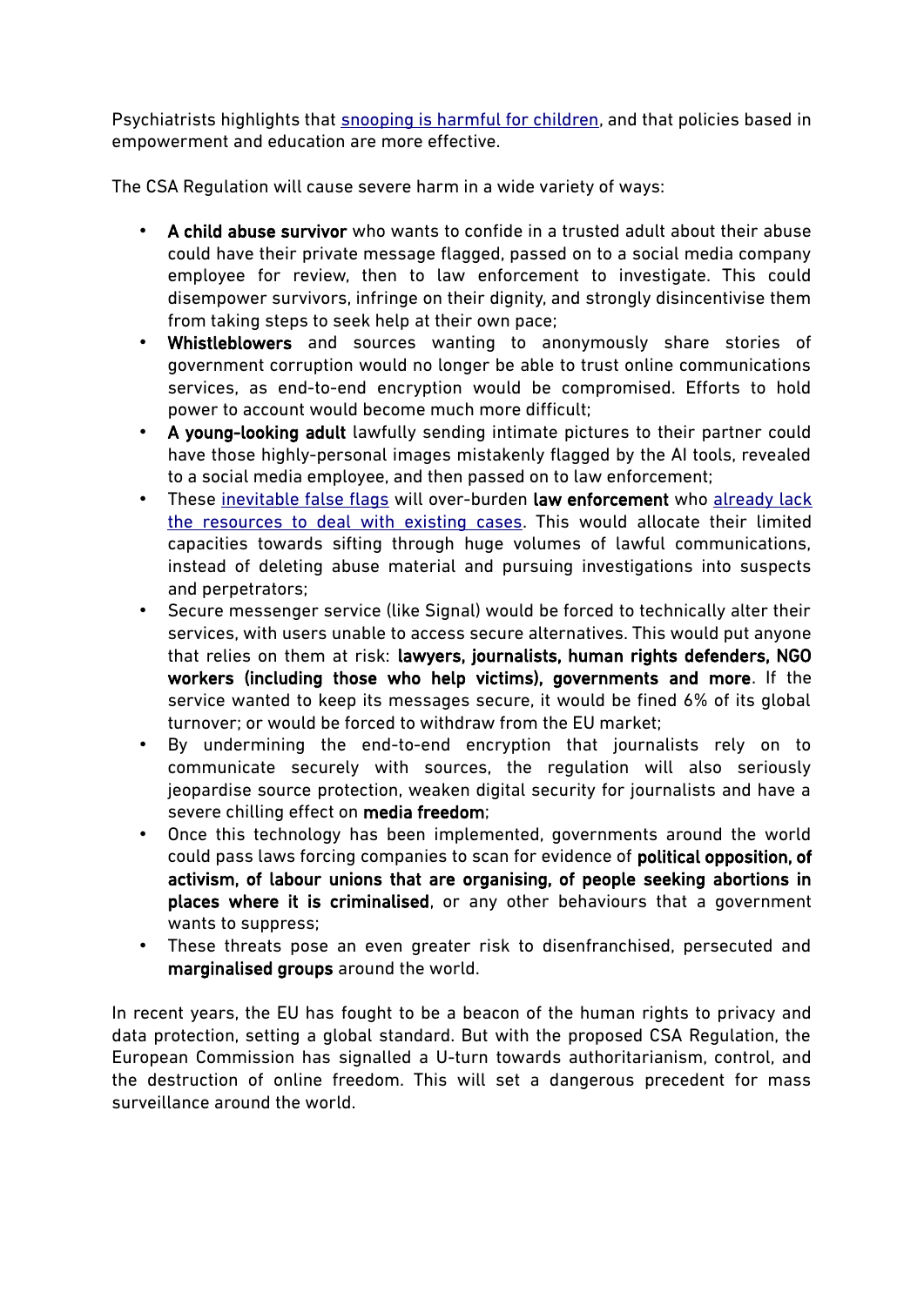Psychiatrists highlights that snooping is harmful for children, and that policies based in empowerment and education are more effective.

The CSA Regulation will cause severe harm in a wide variety of ways:

- **A child abuse survivor** who wants to confide in a trusted adult about their abuse could have their private message flagged, passed on to a social media company employee for review, then to law enforcement to investigate. This could disempower survivors, infringe on their dignity, and strongly disincentivise them from taking steps to seek help at their own pace;
- **Whistleblowers** and sources wanting to anonymously share stories of government corruption would no longer be able to trust online communications services, as end-to-end encryption would be compromised. Efforts to hold power to account would become much more difficult;
- **A young-looking adult** lawfully sending intimate pictures to their partner could have those highly-personal images mistakenly flagged by the AI tools, revealed to a social media employee, and then passed on to law enforcement;
- These inevitable false flags will over-burden **law enforcement** who already lack the resources to deal with existing cases. This would allocate their limited capacities towards sifting through huge volumes of lawful communications, instead of deleting abuse material and pursuing investigations into suspects and perpetrators;
- Secure messenger service (like Signal) would be forced to technically alter their services, with users unable to access secure alternatives. This would put anyone that relies on them at risk: **lawyers, journalists, human rights defenders, NGO workers (including those who help victims), governments and more**. If the service wanted to keep its messages secure, it would be fined 6% of its global turnover; or would be forced to withdraw from the EU market;
- By undermining the end-to-end encryption that journalists rely on to communicate securely with sources, the regulation will also seriously jeopardise source protection, weaken digital security for journalists and have a severe chilling effect on **media freedom**;
- Once this technology has been implemented, governments around the world could pass laws forcing companies to scan for evidence of **political opposition, of activism, of labour unions that are organising, of people seeking abortions in places where it is criminalised**, or any other behaviours that a government wants to suppress;
- These threats pose an even greater risk to disenfranchised, persecuted and **marginalised groups** around the world.

In recent years, the EU has fought to be a beacon of the human rights to privacy and data protection, setting a global standard. But with the proposed CSA Regulation, the European Commission has signalled a U-turn towards authoritarianism, control, and the destruction of online freedom. This will set a dangerous precedent for mass surveillance around the world.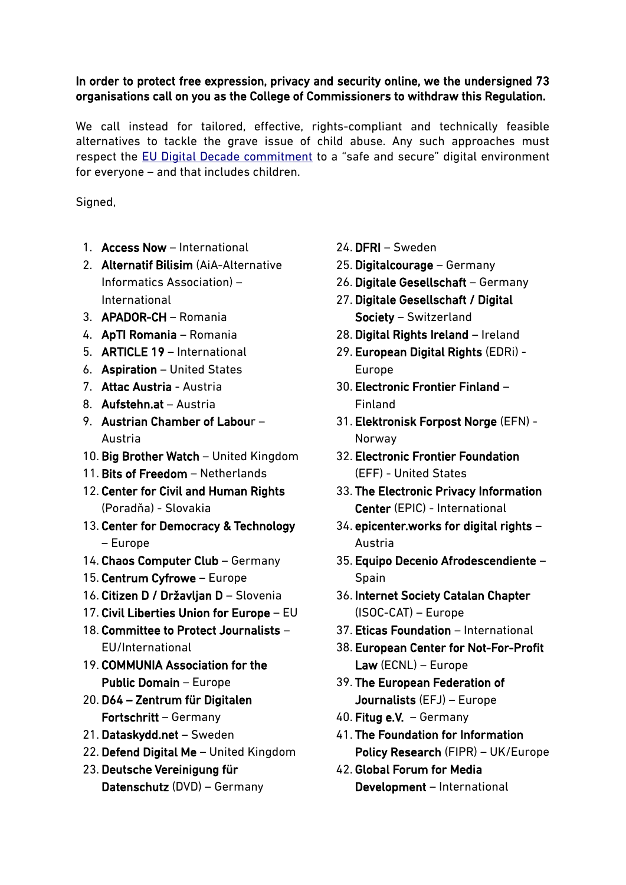**In order to protect free expression, privacy and security online, we the undersigned 73 organisations call on you as the College of Commissioners to withdraw this Regulation.**

We call instead for tailored, effective, rights-compliant and technically feasible alternatives to tackle the grave issue of child abuse. Any such approaches must respect the [EU Digital Decade commitment] to a "safe and secure" digital environment for everyone – and that includes children.

Signed,

1. **Access Now** – International
2. **Alternatif Bilisim** (AiA-Alternative Informatics Association) – International
3. **APADOR-CH** – Romania
4. **ApTI Romania** – Romania
5. **ARTICLE 19** – International
6. **Aspiration** – United States
7. **Attac Austria** - Austria
8. **Aufstehn.at** – Austria
9. **Austrian Chamber of Labour** – Austria
10. **Big Brother Watch** – United Kingdom
11. **Bits of Freedom** – Netherlands
12. **Center for Civil and Human Rights** (Poradňa) - Slovakia
13. **Center for Democracy & Technology** – Europe
14. **Chaos Computer Club** – Germany
15. **Centrum Cyfrowe** – Europe
16. **Citizen D / Državljan D** – Slovenia
17. **Civil Liberties Union for Europe** – EU
18. **Committee to Protect Journalists** – EU/International
19. **COMMUNIA Association for the Public Domain** – Europe
20. **D64 – Zentrum für Digitalen Fortschritt** – Germany
21. **Dataskydd.net** – Sweden
22. **Defend Digital Me** – United Kingdom
23. **Deutsche Vereinigung für Datenschutz** (DVD) – Germany
24. **DFRI** – Sweden
25. **Digitalcourage** – Germany
26. **Digitale Gesellschaft** – Germany
27. **Digitale Gesellschaft / Digital Society** – Switzerland
28. **Digital Rights Ireland** – Ireland
29. **European Digital Rights** (EDRi) - Europe
30. **Electronic Frontier Finland** – Finland
31. **Elektronisk Forpost Norge** (EFN) - Norway
32. **Electronic Frontier Foundation** (EFF) - United States
33. **The Electronic Privacy Information Center** (EPIC) - International
34. **epicenter.works for digital rights** – Austria
35. **Equipo Decenio Afrodescendiente** – Spain
36. **Internet Society Catalan Chapter** (ISOC-CAT) – Europe
37. **Eticas Foundation** – International
38. **European Center for Not-For-Profit Law** (ECNL) – Europe
39. **The European Federation of Journalists** (EFJ) – Europe
40. **Fitug e.V.** – Germany
41. **The Foundation for Information Policy Research** (FIPR) – UK/Europe
42. **Global Forum for Media Development** – International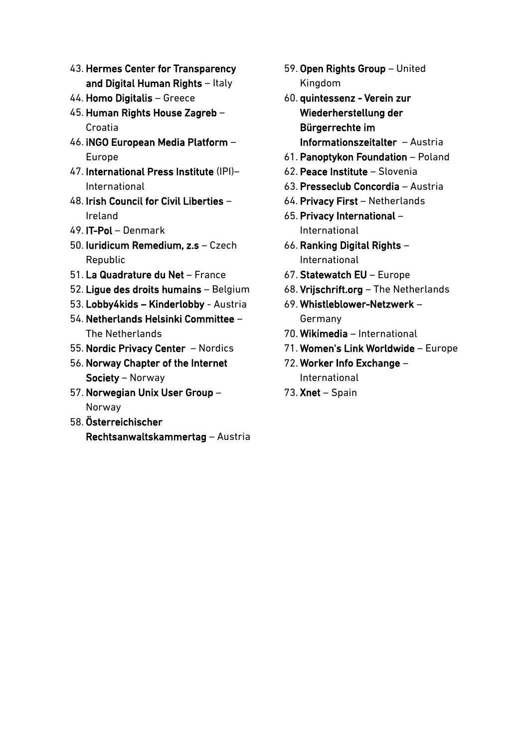43. **Hermes Center for Transparency and Digital Human Rights** – Italy
44. **Homo Digitalis** – Greece
45. **Human Rights House Zagreb** – Croatia
46. **iNGO European Media Platform** – Europe
47. **International Press Institute** (IPI)– International
48. **Irish Council for Civil Liberties** – Ireland
49. **IT-Pol** – Denmark
50. **Iuridicum Remedium, z.s** – Czech Republic
51. **La Quadrature du Net** – France
52. **Ligue des droits humains** – Belgium
53. **Lobby4kids – Kinderlobby** - Austria
54. **Netherlands Helsinki Committee** – The Netherlands
55. **Nordic Privacy Center** – Nordics
56. **Norway Chapter of the Internet Society** – Norway
57. **Norwegian Unix User Group** – Norway
58. **Österreichischer Rechtsanwaltskammertag** – Austria
59. **Open Rights Group** – United Kingdom
60. **quintessenz - Verein zur Wiederherstellung der Bürgerrechte im Informationszeitalter** – Austria
61. **Panoptykon Foundation** – Poland
62. **Peace Institute** – Slovenia
63. **Presseclub Concordia** – Austria
64. **Privacy First** – Netherlands
65. **Privacy International** – International
66. **Ranking Digital Rights** – International
67. **Statewatch EU** – Europe
68. **Vrijschrift.org** – The Netherlands
69. **Whistleblower-Netzwerk** – Germany
70. **Wikimedia** – International
71. **Women's Link Worldwide** – Europe
72. **Worker Info Exchange** – International
73. **Xnet** – Spain